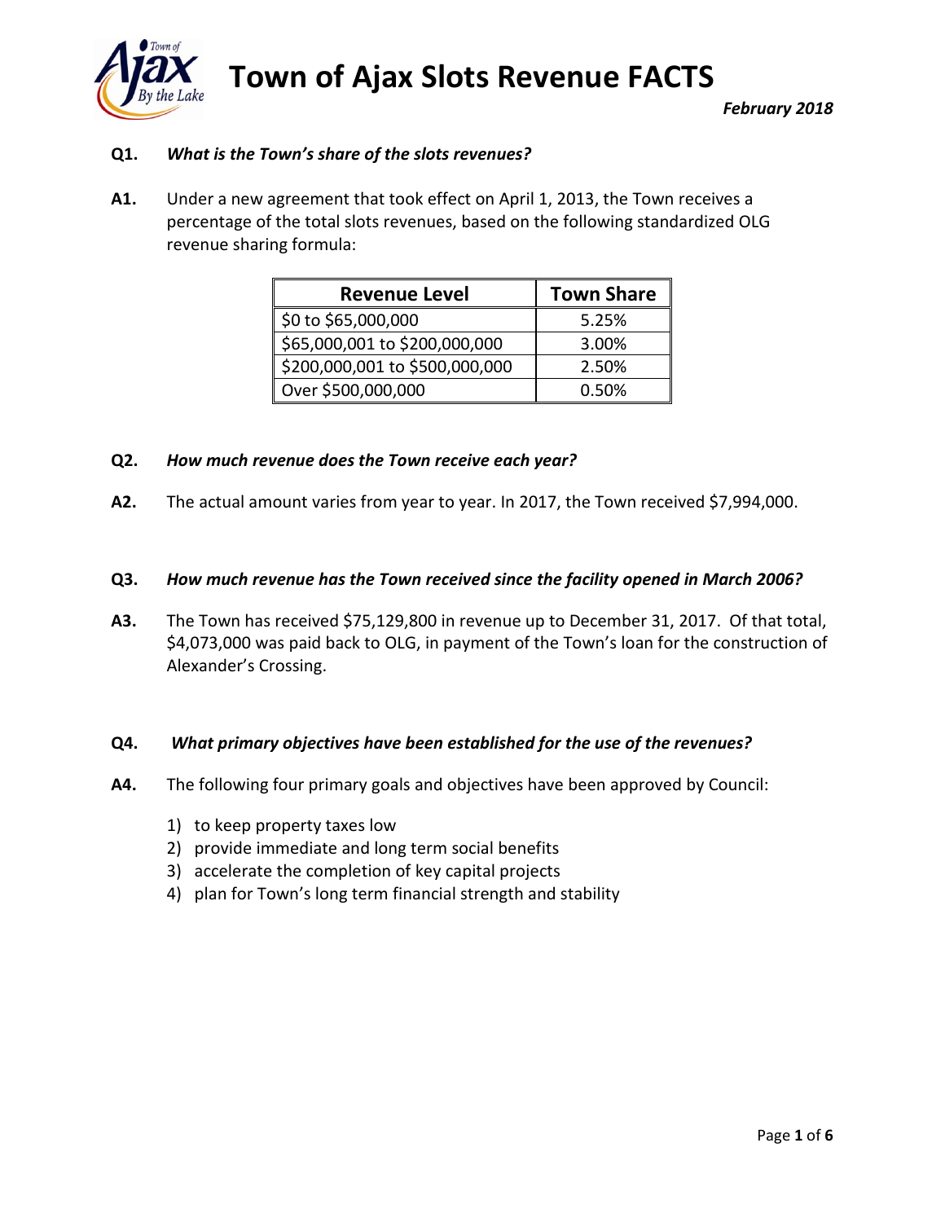# Town of Ajax Slots Revenue FACTS

***February 2018***

**Q1.** ***What is the Town's share of the slots revenues?***

**A1.** Under a new agreement that took effect on April 1, 2013, the Town receives a percentage of the total slots revenues, based on the following standardized OLG revenue sharing formula:

| Revenue Level | Town Share |
|---|---|
| $0 to $65,000,000 | 5.25% |
| $65,000,001 to $200,000,000 | 3.00% |
| $200,000,001 to $500,000,000 | 2.50% |
| Over $500,000,000 | 0.50% |

**Q2.** ***How much revenue does the Town receive each year?***

**A2.** The actual amount varies from year to year. In 2017, the Town received $7,994,000.

**Q3.** ***How much revenue has the Town received since the facility opened in March 2006?***

**A3.** The Town has received $75,129,800 in revenue up to December 31, 2017. Of that total, $4,073,000 was paid back to OLG, in payment of the Town's loan for the construction of Alexander's Crossing.

**Q4.** ***What primary objectives have been established for the use of the revenues?***

**A4.** The following four primary goals and objectives have been approved by Council:

1) to keep property taxes low
2) provide immediate and long term social benefits
3) accelerate the completion of key capital projects
4) plan for Town's long term financial strength and stability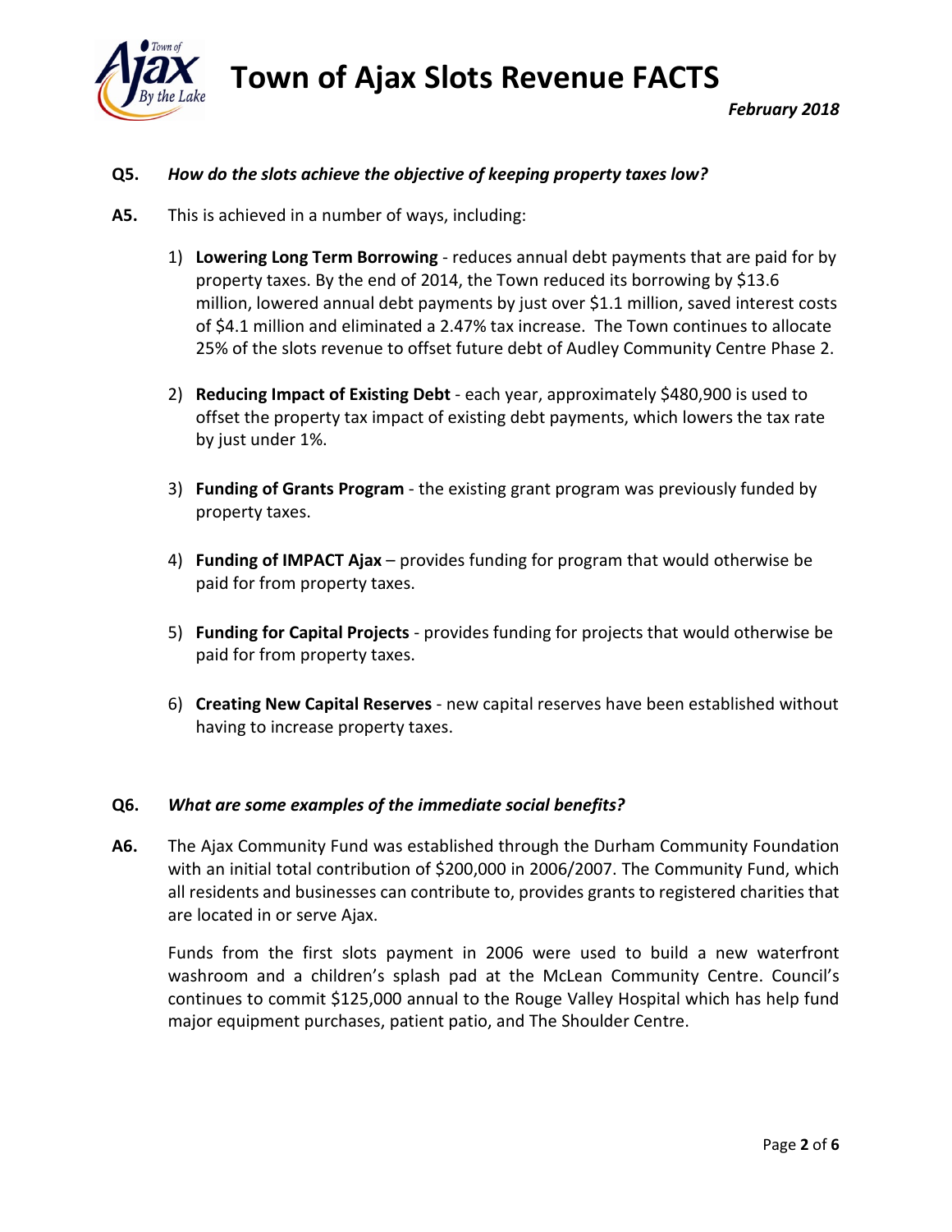**Q5.** ***How do the slots achieve the objective of keeping property taxes low?***

**A5.** This is achieved in a number of ways, including:

1) **Lowering Long Term Borrowing** - reduces annual debt payments that are paid for by property taxes. By the end of 2014, the Town reduced its borrowing by $13.6 million, lowered annual debt payments by just over $1.1 million, saved interest costs of $4.1 million and eliminated a 2.47% tax increase. The Town continues to allocate 25% of the slots revenue to offset future debt of Audley Community Centre Phase 2.

2) **Reducing Impact of Existing Debt** - each year, approximately $480,900 is used to offset the property tax impact of existing debt payments, which lowers the tax rate by just under 1%.

3) **Funding of Grants Program** - the existing grant program was previously funded by property taxes.

4) **Funding of IMPACT Ajax** – provides funding for program that would otherwise be paid for from property taxes.

5) **Funding for Capital Projects** - provides funding for projects that would otherwise be paid for from property taxes.

6) **Creating New Capital Reserves** - new capital reserves have been established without having to increase property taxes.

**Q6.** ***What are some examples of the immediate social benefits?***

**A6.** The Ajax Community Fund was established through the Durham Community Foundation with an initial total contribution of $200,000 in 2006/2007. The Community Fund, which all residents and businesses can contribute to, provides grants to registered charities that are located in or serve Ajax.

Funds from the first slots payment in 2006 were used to build a new waterfront washroom and a children's splash pad at the McLean Community Centre. Council's continues to commit $125,000 annual to the Rouge Valley Hospital which has help fund major equipment purchases, patient patio, and The Shoulder Centre.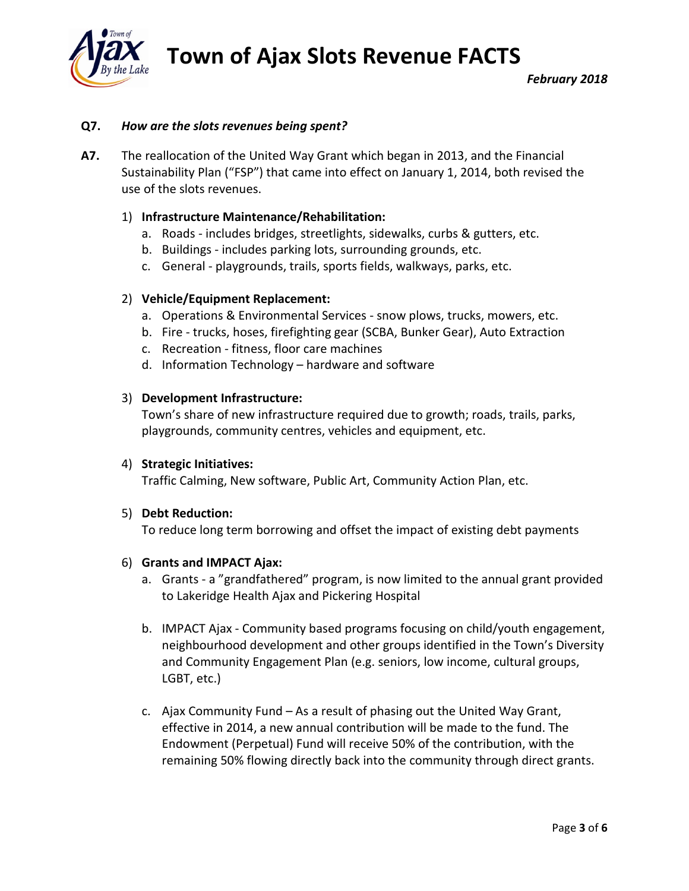**Q7.** ***How are the slots revenues being spent?***

**A7.** The reallocation of the United Way Grant which began in 2013, and the Financial Sustainability Plan ("FSP") that came into effect on January 1, 2014, both revised the use of the slots revenues.

1) **Infrastructure Maintenance/Rehabilitation:**
   a. Roads - includes bridges, streetlights, sidewalks, curbs & gutters, etc.
   b. Buildings - includes parking lots, surrounding grounds, etc.
   c. General - playgrounds, trails, sports fields, walkways, parks, etc.

2) **Vehicle/Equipment Replacement:**
   a. Operations & Environmental Services - snow plows, trucks, mowers, etc.
   b. Fire - trucks, hoses, firefighting gear (SCBA, Bunker Gear), Auto Extraction
   c. Recreation - fitness, floor care machines
   d. Information Technology – hardware and software

3) **Development Infrastructure:**
   Town's share of new infrastructure required due to growth; roads, trails, parks, playgrounds, community centres, vehicles and equipment, etc.

4) **Strategic Initiatives:**
   Traffic Calming, New software, Public Art, Community Action Plan, etc.

5) **Debt Reduction:**
   To reduce long term borrowing and offset the impact of existing debt payments

6) **Grants and IMPACT Ajax:**
   a. Grants - a "grandfathered" program, is now limited to the annual grant provided to Lakeridge Health Ajax and Pickering Hospital

   b. IMPACT Ajax - Community based programs focusing on child/youth engagement, neighbourhood development and other groups identified in the Town's Diversity and Community Engagement Plan (e.g. seniors, low income, cultural groups, LGBT, etc.)

   c. Ajax Community Fund – As a result of phasing out the United Way Grant, effective in 2014, a new annual contribution will be made to the fund. The Endowment (Perpetual) Fund will receive 50% of the contribution, with the remaining 50% flowing directly back into the community through direct grants.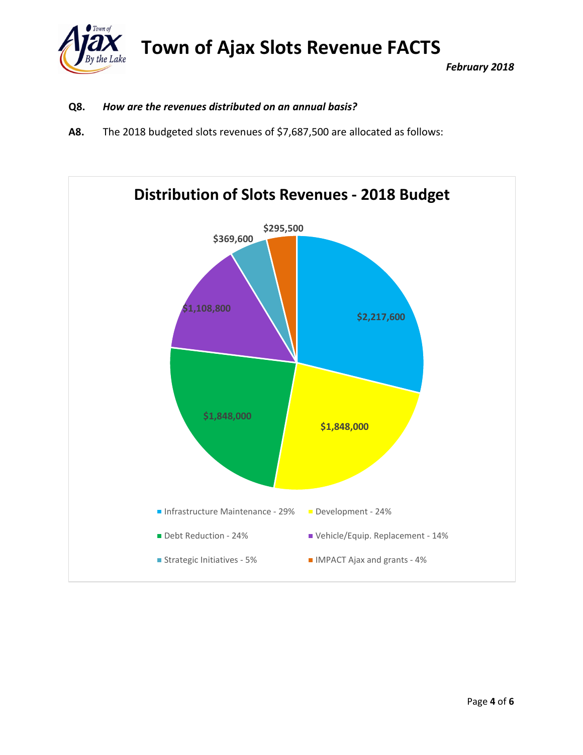**Q8.** ***How are the revenues distributed on an annual basis?***

**A8.** The 2018 budgeted slots revenues of $7,687,500 are allocated as follows:

**Distribution of Slots Revenues - 2018 Budget**

| Category | Amount |
| --- | --- |
| Infrastructure Maintenance - 29% | $2,217,600 |
| Development - 24% | $1,848,000 |
| Debt Reduction - 24% | $1,848,000 |
| Vehicle/Equip. Replacement - 14% | $1,108,800 |
| Strategic Initiatives - 5% | $369,600 |
| IMPACT Ajax and grants - 4% | $295,500 |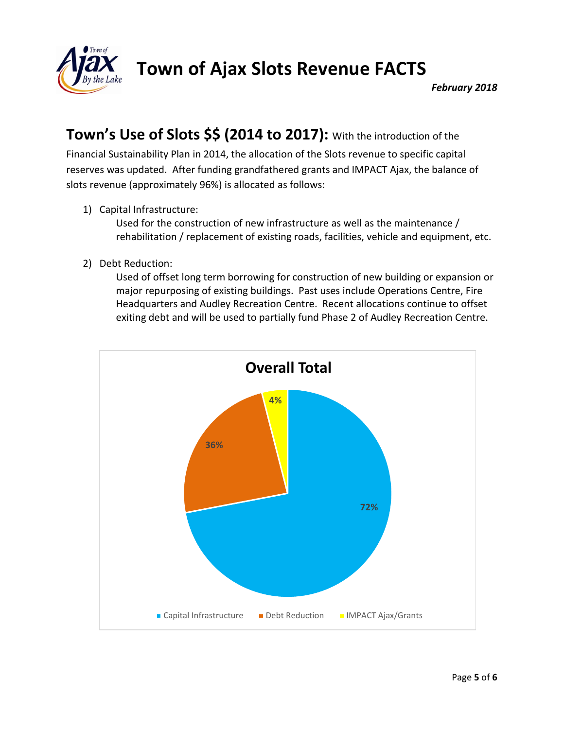# Town of Ajax Slots Revenue FACTS

*February 2018*

## Town's Use of Slots $$ (2014 to 2017): 

With the introduction of the Financial Sustainability Plan in 2014, the allocation of the Slots revenue to specific capital reserves was updated. After funding grandfathered grants and IMPACT Ajax, the balance of slots revenue (approximately 96%) is allocated as follows:

1) Capital Infrastructure:
   Used for the construction of new infrastructure as well as the maintenance / rehabilitation / replacement of existing roads, facilities, vehicle and equipment, etc.

2) Debt Reduction:
   Used of offset long term borrowing for construction of new building or expansion or major repurposing of existing buildings. Past uses include Operations Centre, Fire Headquarters and Audley Recreation Centre. Recent allocations continue to offset exiting debt and will be used to partially fund Phase 2 of Audley Recreation Centre.

**Overall Total**

| Category | Share |
|---|---|
| Capital Infrastructure | 72% |
| Debt Reduction | 36% |
| IMPACT Ajax/Grants | 4% |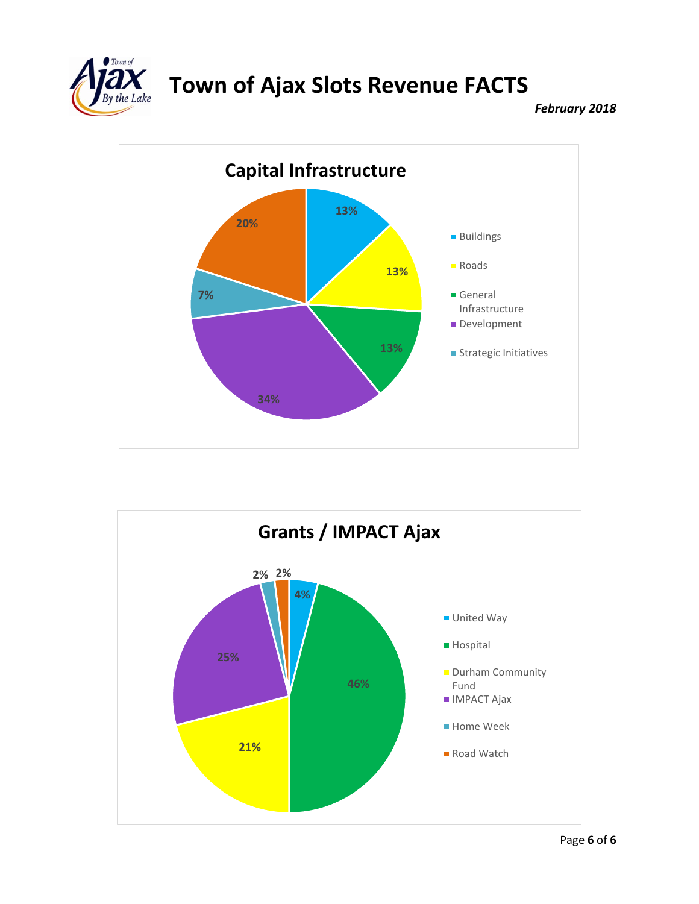# Town of Ajax Slots Revenue FACTS

*February 2018*

## Capital Infrastructure

13%
13%
13%
34%
7%
20%

- Buildings
- Roads
- General Infrastructure
- Development
- Strategic Initiatives

## Grants / IMPACT Ajax

4%
46%
21%
25%
2%
2%

- United Way
- Hospital
- Durham Community Fund
- IMPACT Ajax
- Home Week
- Road Watch